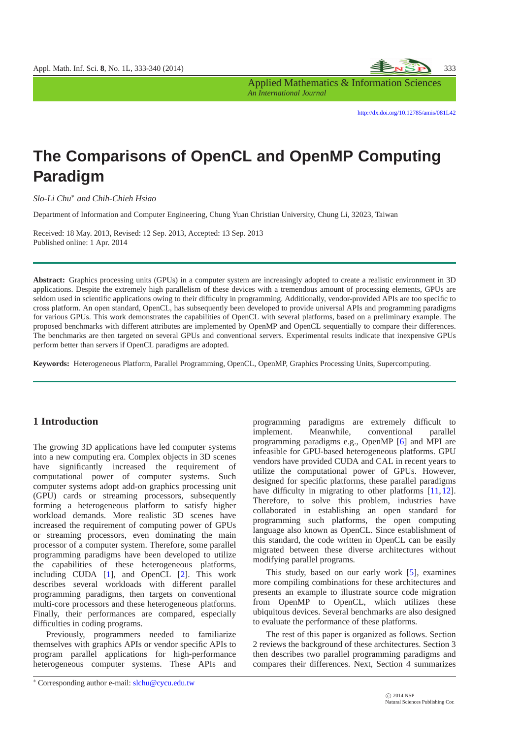http://dx.doi.org/10.12785/amis/081L42

# The Comparisons of OpenCL and OpenMP Computing Paradigm

*Slo-Li Chu[*] and Chih-Chieh Hsiao*

Department of Information and Computer Engineering, Chung Yuan Christian University, Chung Li, 32023, Taiwan

Received: 18 May. 2013, Revised: 12 Sep. 2013, Accepted: 13 Sep. 2013
Published online: 1 Apr. 2014

**Abstract:** Graphics processing units (GPUs) in a computer system are increasingly adopted to create a realistic environment in 3D applications. Despite the extremely high parallelism of these devices with a tremendous amount of processing elements, GPUs are seldom used in scientific applications owing to their difficulty in programming. Additionally, vendor-provided APIs are too specific to cross platform. An open standard, OpenCL, has subsequently been developed to provide universal APIs and programming paradigms for various GPUs. This work demonstrates the capabilities of OpenCL with several platforms, based on a preliminary example. The proposed benchmarks with different attributes are implemented by OpenMP and OpenCL sequentially to compare their differences. The benchmarks are then targeted on several GPUs and conventional servers. Experimental results indicate that inexpensive GPUs perform better than servers if OpenCL paradigms are adopted.

**Keywords:** Heterogeneous Platform, Parallel Programming, OpenCL, OpenMP, Graphics Processing Units, Supercomputing.

## 1 Introduction

The growing 3D applications have led computer systems into a new computing era. Complex objects in 3D scenes have significantly increased the requirement of computational power of computer systems. Such computer systems adopt add-on graphics processing unit (GPU) cards or streaming processors, subsequently forming a heterogeneous platform to satisfy higher workload demands. More realistic 3D scenes have increased the requirement of computing power of GPUs or streaming processors, even dominating the main processor of a computer system. Therefore, some parallel programming paradigms have been developed to utilize the capabilities of these heterogeneous platforms, including CUDA [1], and OpenCL [2]. This work describes several workloads with different parallel programming paradigms, then targets on conventional multi-core processors and these heterogeneous platforms. Finally, their performances are compared, especially difficulties in coding programs.

Previously, programmers needed to familiarize themselves with graphics APIs or vendor specific APIs to program parallel applications for high-performance heterogeneous computer systems. These APIs and programming paradigms are extremely difficult to implement. Meanwhile, conventional parallel programming paradigms e.g., OpenMP [6] and MPI are infeasible for GPU-based heterogeneous platforms. GPU vendors have provided CUDA and CAL in recent years to utilize the computational power of GPUs. However, designed for specific platforms, these parallel paradigms have difficulty in migrating to other platforms [11,12]. Therefore, to solve this problem, industries have collaborated in establishing an open standard for programming such platforms, the open computing language also known as OpenCL. Since establishment of this standard, the code written in OpenCL can be easily migrated between these diverse architectures without modifying parallel programs.

This study, based on our early work [5], examines more compiling combinations for these architectures and presents an example to illustrate source code migration from OpenMP to OpenCL, which utilizes these ubiquitous devices. Several benchmarks are also designed to evaluate the performance of these platforms.

The rest of this paper is organized as follows. Section 2 reviews the background of these architectures. Section 3 then describes two parallel programming paradigms and compares their differences. Next, Section 4 summarizes

[*] Corresponding author e-mail: slchu@cycu.edu.tw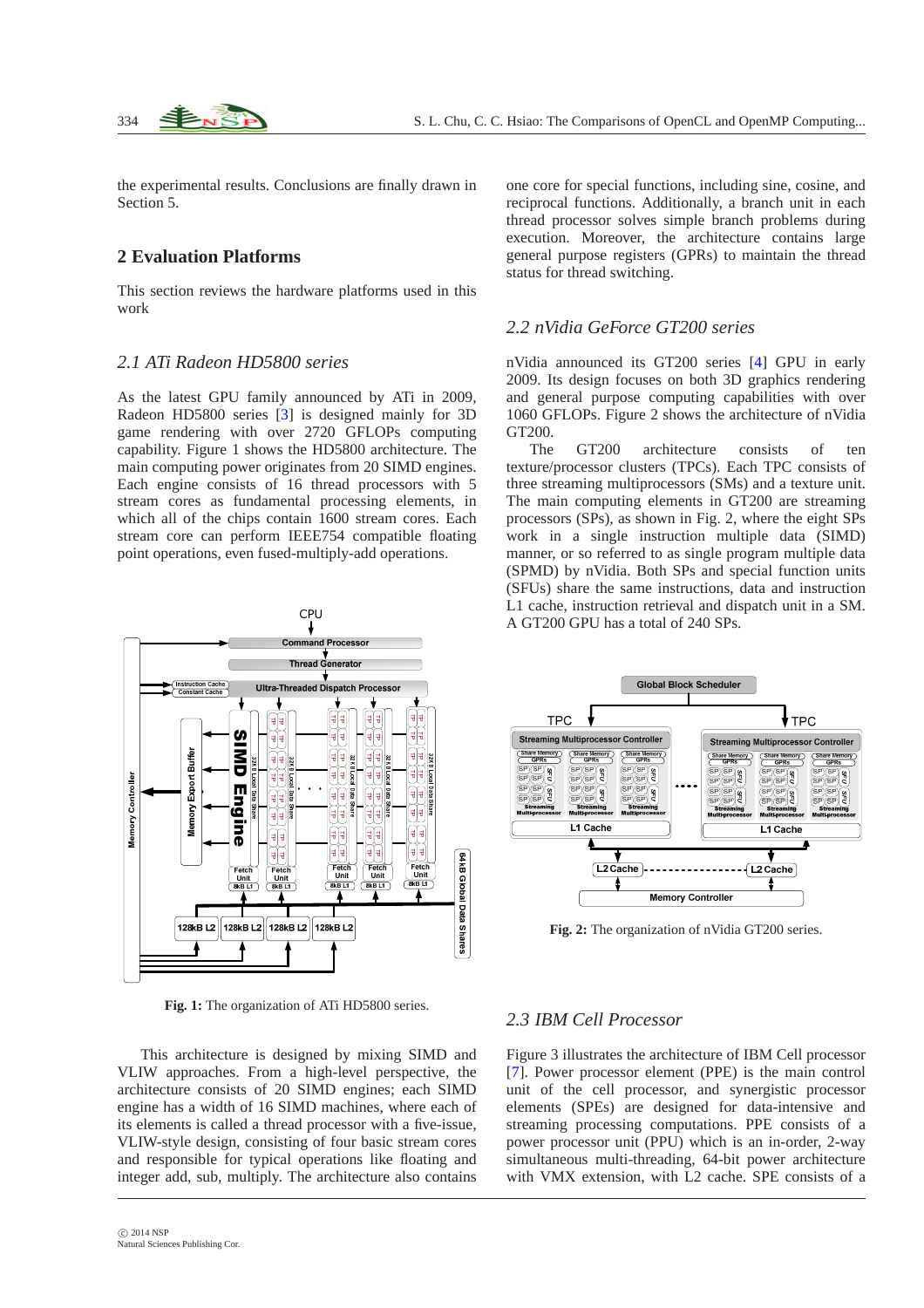the experimental results. Conclusions are finally drawn in Section 5.

## 2 Evaluation Platforms

This section reviews the hardware platforms used in this work

### 2.1 ATi Radeon HD5800 series

As the latest GPU family announced by ATi in 2009, Radeon HD5800 series [3] is designed mainly for 3D game rendering with over 2720 GFLOPs computing capability. Figure 1 shows the HD5800 architecture. The main computing power originates from 20 SIMD engines. Each engine consists of 16 thread processors with 5 stream cores as fundamental processing elements, in which all of the chips contain 1600 stream cores. Each stream core can perform IEEE754 compatible floating point operations, even fused-multiply-add operations.

**Fig. 1:** The organization of ATi HD5800 series.

This architecture is designed by mixing SIMD and VLIW approaches. From a high-level perspective, the architecture consists of 20 SIMD engines; each SIMD engine has a width of 16 SIMD machines, where each of its elements is called a thread processor with a five-issue, VLIW-style design, consisting of four basic stream cores and responsible for typical operations like floating and integer add, sub, multiply. The architecture also contains one core for special functions, including sine, cosine, and reciprocal functions. Additionally, a branch unit in each thread processor solves simple branch problems during execution. Moreover, the architecture contains large general purpose registers (GPRs) to maintain the thread status for thread switching.

### 2.2 nVidia GeForce GT200 series

nVidia announced its GT200 series [4] GPU in early 2009. Its design focuses on both 3D graphics rendering and general purpose computing capabilities with over 1060 GFLOPs. Figure 2 shows the architecture of nVidia GT200.

The GT200 architecture consists of ten texture/processor clusters (TPCs). Each TPC consists of three streaming multiprocessors (SMs) and a texture unit. The main computing elements in GT200 are streaming processors (SPs), as shown in Fig. 2, where the eight SPs work in a single instruction multiple data (SIMD) manner, or so referred to as single program multiple data (SPMD) by nVidia. Both SPs and special function units (SFUs) share the same instructions, data and instruction L1 cache, instruction retrieval and dispatch unit in a SM. A GT200 GPU has a total of 240 SPs.

**Fig. 2:** The organization of nVidia GT200 series.

### 2.3 IBM Cell Processor

Figure 3 illustrates the architecture of IBM Cell processor [7]. Power processor element (PPE) is the main control unit of the cell processor, and synergistic processor elements (SPEs) are designed for data-intensive and streaming processing computations. PPE consists of a power processor unit (PPU) which is an in-order, 2-way simultaneous multi-threading, 64-bit power architecture with VMX extension, with L2 cache. SPE consists of a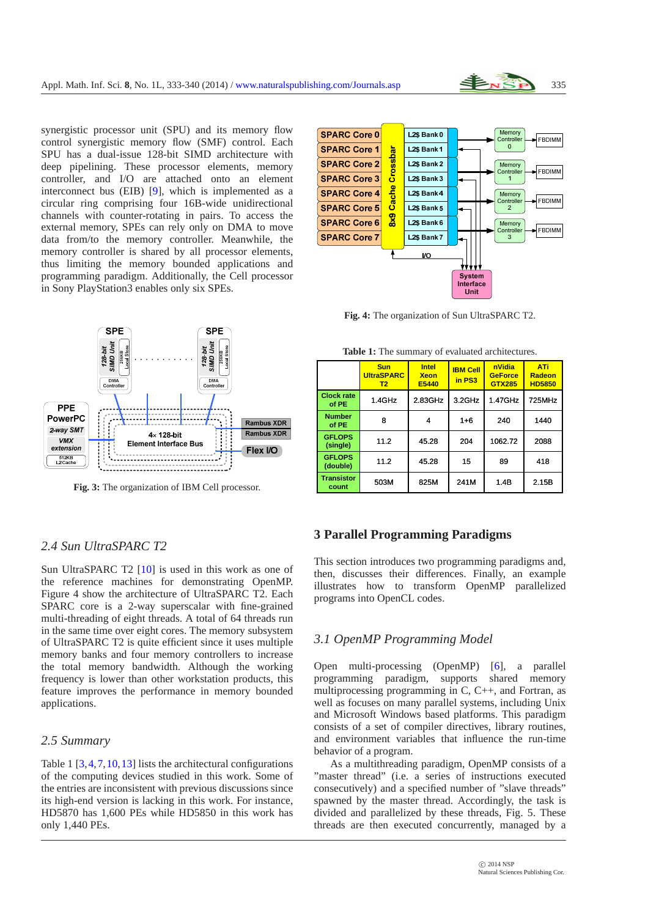synergistic processor unit (SPU) and its memory flow control synergistic memory flow (SMF) control. Each SPU has a dual-issue 128-bit SIMD architecture with deep pipelining. These processor elements, memory controller, and I/O are attached onto an element interconnect bus (EIB) [9], which is implemented as a circular ring comprising four 16B-wide unidirectional channels with counter-rotating in pairs. To access the external memory, SPEs can rely only on DMA to move data from/to the memory controller. Meanwhile, the memory controller is shared by all processor elements, thus limiting the memory bounded applications and programming paradigm. Additionally, the Cell processor in Sony PlayStation3 enables only six SPEs.

**Fig. 3:** The organization of IBM Cell processor.

**Fig. 4:** The organization of Sun UltraSPARC T2.

**Table 1:** The summary of evaluated architectures.

| | Sun UltraSPARC T2 | Intel Xeon E5440 | IBM Cell in PS3 | nVidia GeForce GTX285 | ATi Radeon HD5850 |
|---|---|---|---|---|---|
| Clock rate of PE | 1.4GHz | 2.83GHz | 3.2GHz | 1.47GHz | 725MHz |
| Number of PE | 8 | 4 | 1+6 | 240 | 1440 |
| GFLOPS (single) | 11.2 | 45.28 | 204 | 1062.72 | 2088 |
| GFLOPS (double) | 11.2 | 45.28 | 15 | 89 | 418 |
| Transistor count | 503M | 825M | 241M | 1.4B | 2.15B |

### 2.4 Sun UltraSPARC T2

Sun UltraSPARC T2 [10] is used in this work as one of the reference machines for demonstrating OpenMP. Figure 4 show the architecture of UltraSPARC T2. Each SPARC core is a 2-way superscalar with fine-grained multi-threading of eight threads. A total of 64 threads run in the same time over eight cores. The memory subsystem of UltraSPARC T2 is quite efficient since it uses multiple memory banks and four memory controllers to increase the total memory bandwidth. Although the working frequency is lower than other workstation products, this feature improves the performance in memory bounded applications.

### 2.5 Summary

Table 1 [3,4,7,10,13] lists the architectural configurations of the computing devices studied in this work. Some of the entries are inconsistent with previous discussions since its high-end version is lacking in this work. For instance, HD5870 has 1,600 PEs while HD5850 in this work has only 1,440 PEs.

## 3 Parallel Programming Paradigms

This section introduces two programming paradigms and, then, discusses their differences. Finally, an example illustrates how to transform OpenMP parallelized programs into OpenCL codes.

### 3.1 OpenMP Programming Model

Open multi-processing (OpenMP) [6], a parallel programming paradigm, supports shared memory multiprocessing programming in C, C++, and Fortran, as well as focuses on many parallel systems, including Unix and Microsoft Windows based platforms. This paradigm consists of a set of compiler directives, library routines, and environment variables that influence the run-time behavior of a program.

As a multithreading paradigm, OpenMP consists of a "master thread" (i.e. a series of instructions executed consecutively) and a specified number of "slave threads" spawned by the master thread. Accordingly, the task is divided and parallelized by these threads, Fig. 5. These threads are then executed concurrently, managed by a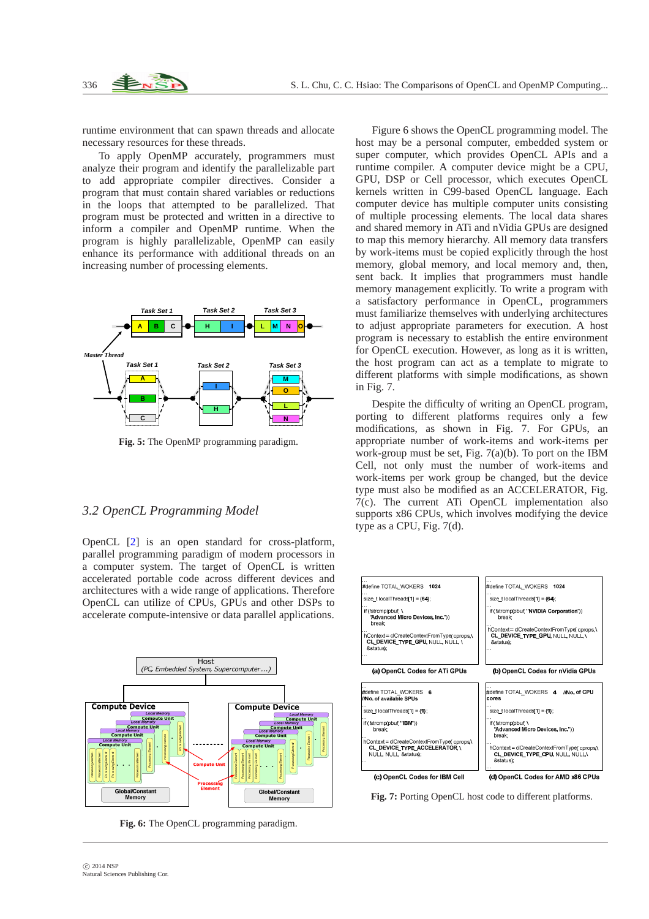runtime environment that can spawn threads and allocate necessary resources for these threads.

To apply OpenMP accurately, programmers must analyze their program and identify the parallelizable part to add appropriate compiler directives. Consider a program that must contain shared variables or reductions in the loops that attempted to be parallelized. That program must be protected and written in a directive to inform a compiler and OpenMP runtime. When the program is highly parallelizable, OpenMP can easily enhance its performance with additional threads on an increasing number of processing elements.

**Fig. 5:** The OpenMP programming paradigm.

## 3.2 OpenCL Programming Model

OpenCL [2] is an open standard for cross-platform, parallel programming paradigm of modern processors in a computer system. The target of OpenCL is written accelerated portable code across different devices and architectures with a wide range of applications. Therefore OpenCL can utilize of CPUs, GPUs and other DSPs to accelerate compute-intensive or data parallel applications.

**Fig. 6:** The OpenCL programming paradigm.

Figure 6 shows the OpenCL programming model. The host may be a personal computer, embedded system or super computer, which provides OpenCL APIs and a runtime compiler. A computer device might be a CPU, GPU, DSP or Cell processor, which executes OpenCL kernels written in C99-based OpenCL language. Each computer device has multiple computer units consisting of multiple processing elements. The local data shares and shared memory in ATi and nVidia GPUs are designed to map this memory hierarchy. All memory data transfers by work-items must be copied explicitly through the host memory, global memory, and local memory and, then, sent back. It implies that programmers must handle memory management explicitly. To write a program with a satisfactory performance in OpenCL, programmers must familiarize themselves with underlying architectures to adjust appropriate parameters for execution. A host program is necessary to establish the entire environment for OpenCL execution. However, as long as it is written, the host program can act as a template to migrate to different platforms with simple modifications, as shown in Fig. 7.

Despite the difficulty of writing an OpenCL program, porting to different platforms requires only a few modifications, as shown in Fig. 7. For GPUs, an appropriate number of work-items and work-items per work-group must be set, Fig. 7(a)(b). To port on the IBM Cell, not only must the number of work-items and work-items per work group be changed, but the device type must also be modified as an ACCELERATOR, Fig. 7(c). The current ATi OpenCL implementation also supports x86 CPUs, which involves modifying the device type as a CPU, Fig. 7(d).

```
...
#define TOTAL_WOKERS   1024
...
size_t localThreads[1] = {64};
...
if (!strcmp(pbuf, \
    "Advanced Micro Devices, Inc."))
    break;
...
hContext= clCreateContextFromType( cprops,\
  CL_DEVICE_TYPE_GPU, NULL, NULL, \
  &status);
...
```

(a) OpenCL Codes for ATi GPUs

```
...
#define TOTAL_WOKERS   1024
...
size_t localThreads[1] = {64};
...
if (!strcmp(pbuf, "NVIDIA Corporation"))
    break;
...
hContext= clCreateContextFromType( cprops,\
  CL_DEVICE_TYPE_GPU, NULL, NULL, \
  &status);
...
```

(b) OpenCL Codes for nVidia GPUs

```
...
#define TOTAL_WOKERS   6
//No. of available SPUs
...
size_t localThreads[1] = {1};
...
if (!strcmp(pbuf, "IBM"))
    break;
...
hContext= clCreateContextFromType( cprops,\
  CL_DEVICE_TYPE_ACCELERATOR, \
  NULL, NULL, &status);
...
```

(c) OpenCL Codes for IBM Cell

```
...
#define TOTAL_WOKERS   4   //No. of CPU cores
...
size_t localThreads[1] = {1};
...
if (!strcmp(pbuf, \
    "Advanced Micro Devices, Inc."))
    break;
...
hContext= clCreateContextFromType( cprops,\
  CL_DEVICE_TYPE_CPU, NULL, NULL,\
  &status);
...
```

(d) OpenCL Codes for AMD x86 CPUs

**Fig. 7:** Porting OpenCL host code to different platforms.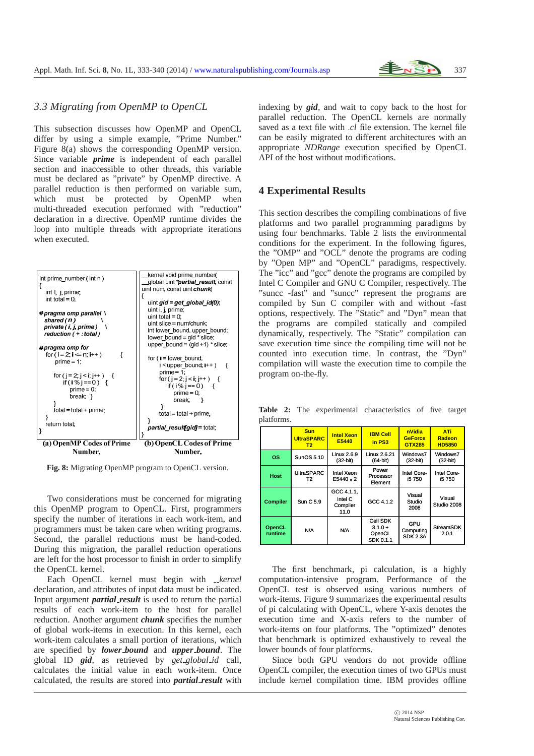### 3.3 Migrating from OpenMP to OpenCL

This subsection discusses how OpenMP and OpenCL differ by using a simple example, "Prime Number." Figure 8(a) shows the corresponding OpenMP version. Since variable ***prime*** is independent of each parallel section and inaccessible to other threads, this variable must be declared as "private" by OpenMP directive. A parallel reduction is then performed on variable sum, which must be protected by OpenMP when multi-threaded execution performed with "reduction" declaration in a directive. OpenMP runtime divides the loop into multiple threads with appropriate iterations when executed.

```
int prime_number ( int n )
{
   int I, j, prime;
   int total = 0;

#pragma omp parallel \
  shared ( n )          \
  private ( i, j, prime )   \
  reduction ( + : total )

#pragma omp for
   for ( i = 2; i <= n; i++ )        {
       prime = 1;

       for ( j = 2; j < i; j++ )    {
           if ( i % j == 0 )   {
               prime = 0;
               break;  }
       }
       total = total + prime;
   }
   return total;
}
```

```
__kernel void prime_number(
__global uint *partial_result, const
uint num, const uint chunk)
{
   uint gid = get_global_id(0);
   uint i, j, prime;
   uint total = 0;
   uint slice = num/chunk;
   int lower_bound, upper_bound;
   lower_bound = gid * slice;
   upper_bound = (gid +1) * slice;

   for ( i = lower_bound;
         i < upper_bound; i++ )      {
       prime = 1;
       for ( j = 2; j < i; j++ )    {
           if ( i % j == 0 )      {
               prime = 0;
               break;        }
       }
       total = total + prime;
   }
   partial_result[gid] = total;
}
```

(a) OpenMP Codes of Prime Number. (b) OpenCL Codes of Prime Number.

**Fig. 8:** Migrating OpenMP program to OpenCL version.

Two considerations must be concerned for migrating this OpenMP program to OpenCL. First, programmers specify the number of iterations in each work-item, and programmers must be taken care when writing programs. Second, the parallel reductions must be hand-coded. During this migration, the parallel reduction operations are left for the host processor to finish in order to simplify the OpenCL kernel.

Each OpenCL kernel must begin with *__kernel* declaration, and attributes of input data must be indicated. Input argument ***partial_result*** is used to return the partial results of each work-item to the host for parallel reduction. Another argument ***chunk*** specifies the number of global work-items in execution. In this kernel, each work-item calculates a small portion of iterations, which are specified by ***lower_bound*** and ***upper_bound***. The global ID ***gid***, as retrieved by *get_global_id* call, calculates the initial value in each work-item. Once calculated, the results are stored into ***partial_result*** with indexing by ***gid***, and wait to copy back to the host for parallel reduction. The OpenCL kernels are normally saved as a text file with *.cl* file extension. The kernel file can be easily migrated to different architectures with an appropriate *NDRange* execution specified by OpenCL API of the host without modifications.

## 4 Experimental Results

This section describes the compiling combinations of five platforms and two parallel programming paradigms by using four benchmarks. Table 2 lists the environmental conditions for the experiment. In the following figures, the "OMP" and "OCL" denote the programs are coding by "Open MP" and "OpenCL" paradigms, respectively. The "icc" and "gcc" denote the programs are compiled by Intel C Compiler and GNU C Compiler, respectively. The "suncc -fast" and "suncc" represent the programs are compiled by Sun C compiler with and without -fast options, respectively. The "Static" and "Dyn" mean that the programs are compiled statically and compiled dynamically, respectively. The "Static" compilation can save execution time since the compiling time will not be counted into execution time. In contrast, the "Dyn" compilation will waste the execution time to compile the program on-the-fly.

**Table 2:** The experimental characteristics of five target platforms.

| | Sun UltraSPARC T2 | Intel Xeon E5440 | IBM Cell in PS3 | nVidia GeForce GTX285 | ATi Radeon HD5850 |
|---|---|---|---|---|---|
| OS | SunOS 5.10 | Linux 2.6.9 (32-bit) | Linux 2.6.21 (64-bit) | Windows7 (32-bit) | Windows7 (32-bit) |
| Host | UltraSPARC T2 | Intel Xeon E5440 x 2 | Power Processor Element | Intel Core-i5 750 | Intel Core-i5 750 |
| Compiler | Sun C 5.9 | GCC 4.1.1, Intel C Compiler 11.0 | GCC 4.1.2 | Visual Studio 2008 | Visual Studio 2008 |
| OpenCL runtime | N/A | N/A | Cell SDK 3.1.0 + OpenCL SDK 0.1.1 | GPU Computing SDK 2.3A | StreamSDK 2.0.1 |

The first benchmark, pi calculation, is a highly computation-intensive program. Performance of the OpenCL test is observed using various numbers of work-items. Figure 9 summarizes the experimental results of pi calculating with OpenCL, where Y-axis denotes the execution time and X-axis refers to the number of work-items on four platforms. The "optimized" denotes that benchmark is optimized exhaustively to reveal the lower bounds of four platforms.

Since both GPU vendors do not provide offline OpenCL compiler, the execution times of two GPUs must include kernel compilation time. IBM provides offline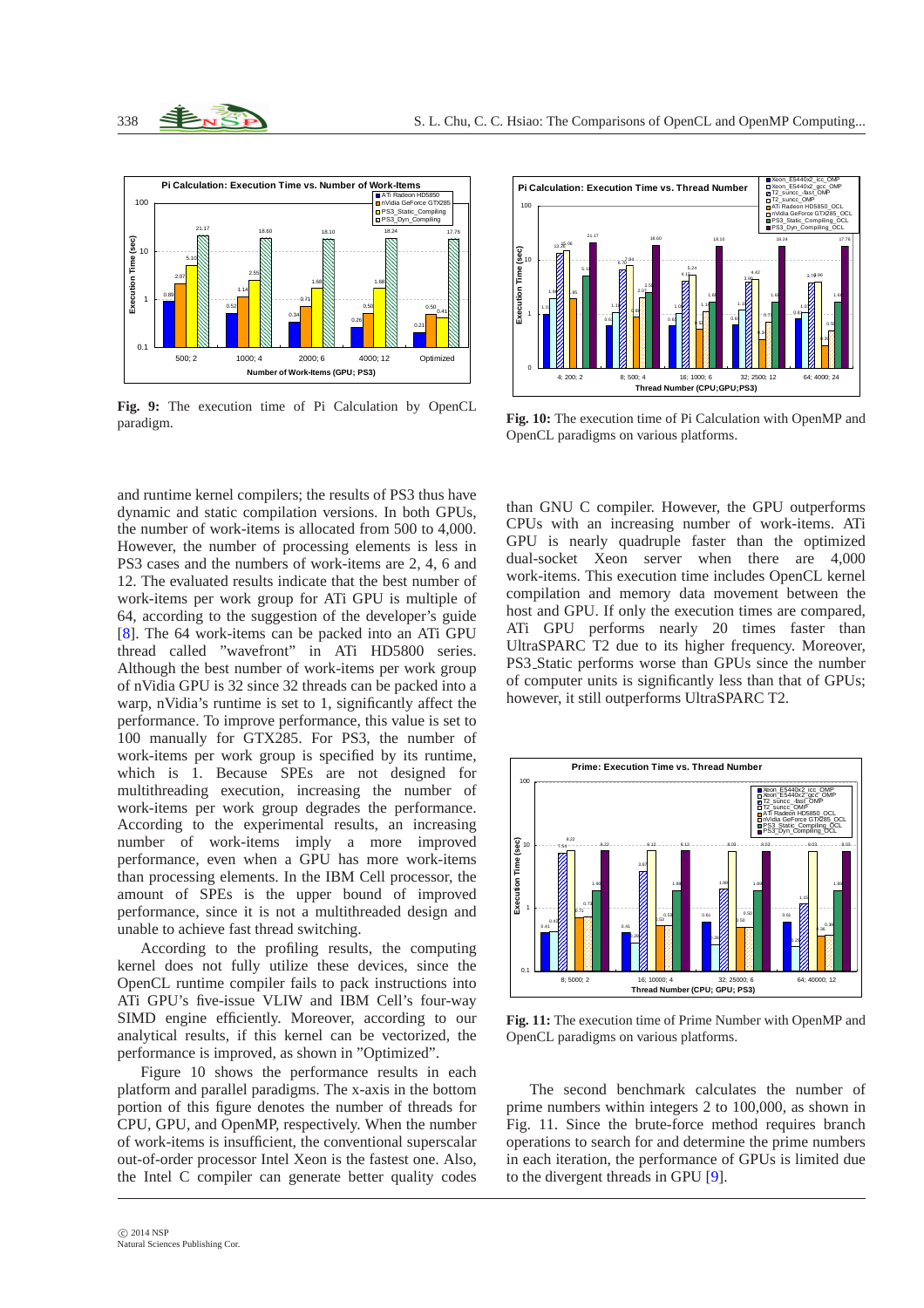**Fig. 9:** The execution time of Pi Calculation by OpenCL paradigm.

**Fig. 10:** The execution time of Pi Calculation with OpenMP and OpenCL paradigms on various platforms.

and runtime kernel compilers; the results of PS3 thus have dynamic and static compilation versions. In both GPUs, the number of work-items is allocated from 500 to 4,000. However, the number of processing elements is less in PS3 cases and the numbers of work-items are 2, 4, 6 and 12. The evaluated results indicate that the best number of work-items per work group for ATi GPU is multiple of 64, according to the suggestion of the developer's guide [8]. The 64 work-items can be packed into an ATi GPU thread called "wavefront" in ATi HD5800 series. Although the best number of work-items per work group of nVidia GPU is 32 since 32 threads can be packed into a warp, nVidia's runtime is set to 1, significantly affect the performance. To improve performance, this value is set to 100 manually for GTX285. For PS3, the number of work-items per work group is specified by its runtime, which is 1. Because SPEs are not designed for multithreading execution, increasing the number of work-items per work group degrades the performance. According to the experimental results, an increasing number of work-items imply a more improved performance, even when a GPU has more work-items than processing elements. In the IBM Cell processor, the amount of SPEs is the upper bound of improved performance, since it is not a multithreaded design and unable to achieve fast thread switching.

According to the profiling results, the computing kernel does not fully utilize these devices, since the OpenCL runtime compiler fails to pack instructions into ATi GPU's five-issue VLIW and IBM Cell's four-way SIMD engine efficiently. Moreover, according to our analytical results, if this kernel can be vectorized, the performance is improved, as shown in "Optimized".

Figure 10 shows the performance results in each platform and parallel paradigms. The x-axis in the bottom portion of this figure denotes the number of threads for CPU, GPU, and OpenMP, respectively. When the number of work-items is insufficient, the conventional superscalar out-of-order processor Intel Xeon is the fastest one. Also, the Intel C compiler can generate better quality codes than GNU C compiler. However, the GPU outperforms CPUs with an increasing number of work-items. ATi GPU is nearly quadruple faster than the optimized dual-socket Xeon server when there are 4,000 work-items. This execution time includes OpenCL kernel compilation and memory data movement between the host and GPU. If only the execution times are compared, ATi GPU performs nearly 20 times faster than UltraSPARC T2 due to its higher frequency. Moreover, PS3_Static performs worse than GPUs since the number of computer units is significantly less than that of GPUs; however, it still outperforms UltraSPARC T2.

**Fig. 11:** The execution time of Prime Number with OpenMP and OpenCL paradigms on various platforms.

The second benchmark calculates the number of prime numbers within integers 2 to 100,000, as shown in Fig. 11. Since the brute-force method requires branch operations to search for and determine the prime numbers in each iteration, the performance of GPUs is limited due to the divergent threads in GPU [9].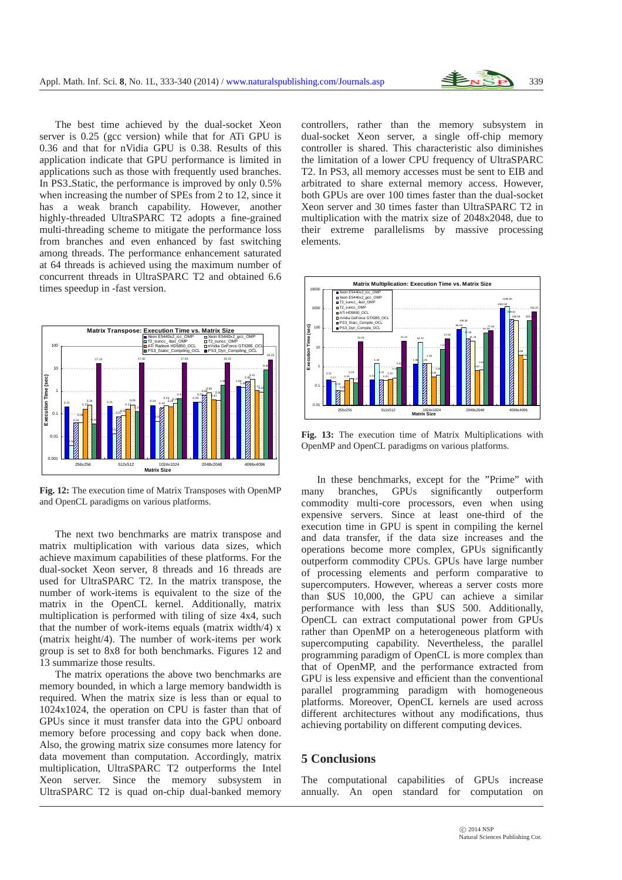The best time achieved by the dual-socket Xeon server is 0.25 (gcc version) while that for ATi GPU is 0.36 and that for nVidia GPU is 0.38. Results of this application indicate that GPU performance is limited in applications such as those with frequently used branches. In PS3_Static, the performance is improved by only 0.5% when increasing the number of SPEs from 2 to 12, since it has a weak branch capability. However, another highly-threaded UltraSPARC T2 adopts a fine-grained multi-threading scheme to mitigate the performance loss from branches and even enhanced by fast switching among threads. The performance enhancement saturated at 64 threads is achieved using the maximum number of concurrent threads in UltraSPARC T2 and obtained 6.6 times speedup in -fast version.

**Fig. 12:** The execution time of Matrix Transposes with OpenMP and OpenCL paradigms on various platforms.

The next two benchmarks are matrix transpose and matrix multiplication with various data sizes, which achieve maximum capabilities of these platforms. For the dual-socket Xeon server, 8 threads and 16 threads are used for UltraSPARC T2. In the matrix transpose, the number of work-items is equivalent to the size of the matrix in the OpenCL kernel. Additionally, matrix multiplication is performed with tiling of size 4x4, such that the number of work-items equals (matrix width/4) x (matrix height/4). The number of work-items per work group is set to 8x8 for both benchmarks. Figures 12 and 13 summarize those results.

The matrix operations the above two benchmarks are memory bounded, in which a large memory bandwidth is required. When the matrix size is less than or equal to 1024x1024, the operation on CPU is faster than that of GPUs since it must transfer data into the GPU onboard memory before processing and copy back when done. Also, the growing matrix size consumes more latency for data movement than computation. Accordingly, matrix multiplication, UltraSPARC T2 outperforms the Intel Xeon server. Since the memory subsystem in UltraSPARC T2 is quad on-chip dual-banked memory controllers, rather than the memory subsystem in dual-socket Xeon server, a single off-chip memory controller is shared. This characteristic also diminishes the limitation of a lower CPU frequency of UltraSPARC T2. In PS3, all memory accesses must be sent to EIB and arbitrated to share external memory access. However, both GPUs are over 100 times faster than the dual-socket Xeon server and 30 times faster than UltraSPARC T2 in multiplication with the matrix size of 2048x2048, due to their extreme parallelisms by massive processing elements.

**Fig. 13:** The execution time of Matrix Multiplications with OpenMP and OpenCL paradigms on various platforms.

In these benchmarks, except for the "Prime" with many branches, GPUs significantly outperform commodity multi-core processors, even when using expensive servers. Since at least one-third of the execution time in GPU is spent in compiling the kernel and data transfer, if the data size increases and the operations become more complex, GPUs significantly outperform commodity CPUs. GPUs have large number of processing elements and perform comparative to supercomputers. However, whereas a server costs more than $US 10,000, the GPU can achieve a similar performance with less than $US 500. Additionally, OpenCL can extract computational power from GPUs rather than OpenMP on a heterogeneous platform with supercomputing capability. Nevertheless, the parallel programming paradigm of OpenCL is more complex than that of OpenMP, and the performance extracted from GPU is less expensive and efficient than the conventional parallel programming paradigm with homogeneous platforms. Moreover, OpenCL kernels are used across different architectures without any modifications, thus achieving portability on different computing devices.

## 5 Conclusions

The computational capabilities of GPUs increase annually. An open standard for computation on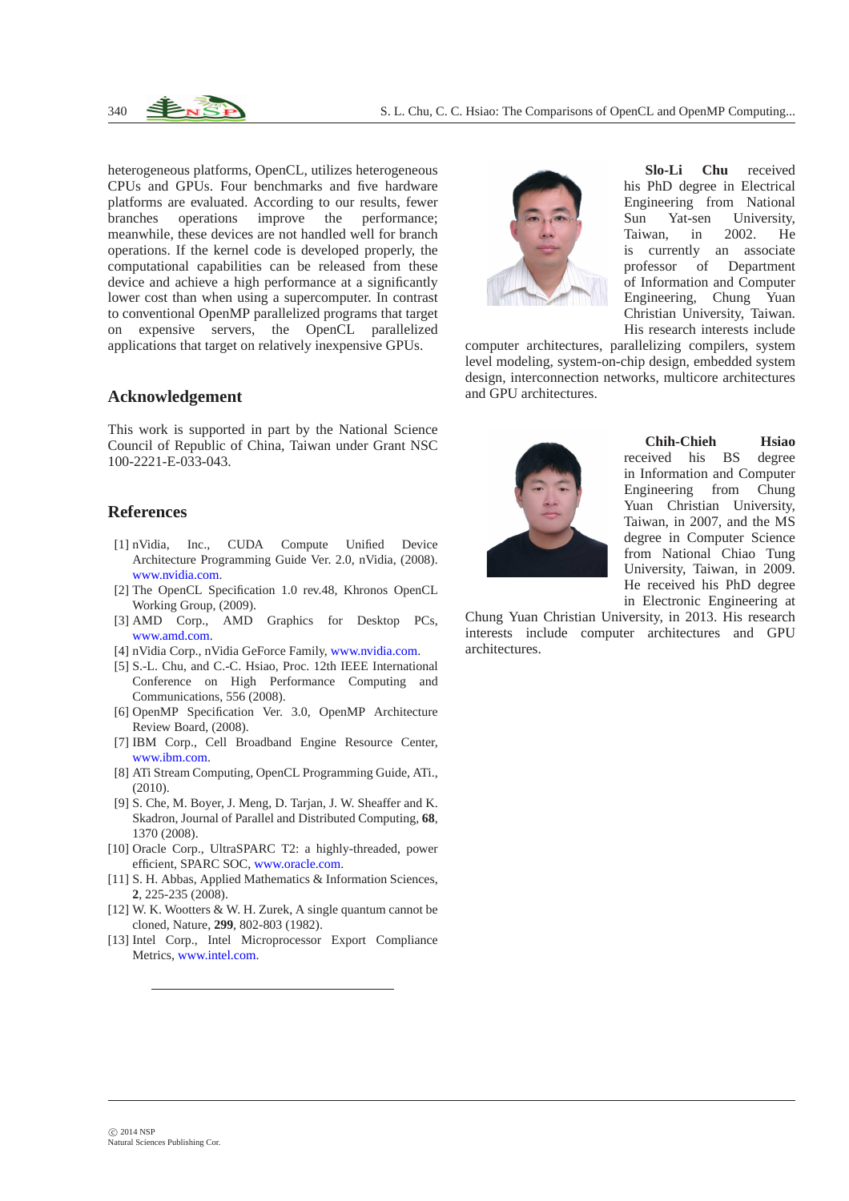heterogeneous platforms, OpenCL, utilizes heterogeneous CPUs and GPUs. Four benchmarks and five hardware platforms are evaluated. According to our results, fewer branches operations improve the performance; meanwhile, these devices are not handled well for branch operations. If the kernel code is developed properly, the computational capabilities can be released from these device and achieve a high performance at a significantly lower cost than when using a supercomputer. In contrast to conventional OpenMP parallelized programs that target on expensive servers, the OpenCL parallelized applications that target on relatively inexpensive GPUs.

## Acknowledgement

This work is supported in part by the National Science Council of Republic of China, Taiwan under Grant NSC 100-2221-E-033-043.

## References

[1] nVidia, Inc., CUDA Compute Unified Device Architecture Programming Guide Ver. 2.0, nVidia, (2008). www.nvidia.com.

[2] The OpenCL Specification 1.0 rev.48, Khronos OpenCL Working Group, (2009).

[3] AMD Corp., AMD Graphics for Desktop PCs, www.amd.com.

[4] nVidia Corp., nVidia GeForce Family, www.nvidia.com.

[5] S.-L. Chu, and C.-C. Hsiao, Proc. 12th IEEE International Conference on High Performance Computing and Communications, 556 (2008).

[6] OpenMP Specification Ver. 3.0, OpenMP Architecture Review Board, (2008).

[7] IBM Corp., Cell Broadband Engine Resource Center, www.ibm.com.

[8] ATi Stream Computing, OpenCL Programming Guide, ATi., (2010).

[9] S. Che, M. Boyer, J. Meng, D. Tarjan, J. W. Sheaffer and K. Skadron, Journal of Parallel and Distributed Computing, **68**, 1370 (2008).

[10] Oracle Corp., UltraSPARC T2: a highly-threaded, power efficient, SPARC SOC, www.oracle.com.

[11] S. H. Abbas, Applied Mathematics & Information Sciences, **2**, 225-235 (2008).

[12] W. K. Wootters & W. H. Zurek, A single quantum cannot be cloned, Nature, **299**, 802-803 (1982).

[13] Intel Corp., Intel Microprocessor Export Compliance Metrics, www.intel.com.

**Slo-Li Chu** received his PhD degree in Electrical Engineering from National Sun Yat-sen University, Taiwan, in 2002. He is currently an associate professor of Department of Information and Computer Engineering, Chung Yuan Christian University, Taiwan. His research interests include computer architectures, parallelizing compilers, system level modeling, system-on-chip design, embedded system design, interconnection networks, multicore architectures and GPU architectures.

**Chih-Chieh Hsiao** received his BS degree in Information and Computer Engineering from Chung Yuan Christian University, Taiwan, in 2007, and the MS degree in Computer Science from National Chiao Tung University, Taiwan, in 2009. He received his PhD degree in Electronic Engineering at Chung Yuan Christian University, in 2013. His research interests include computer architectures and GPU architectures.